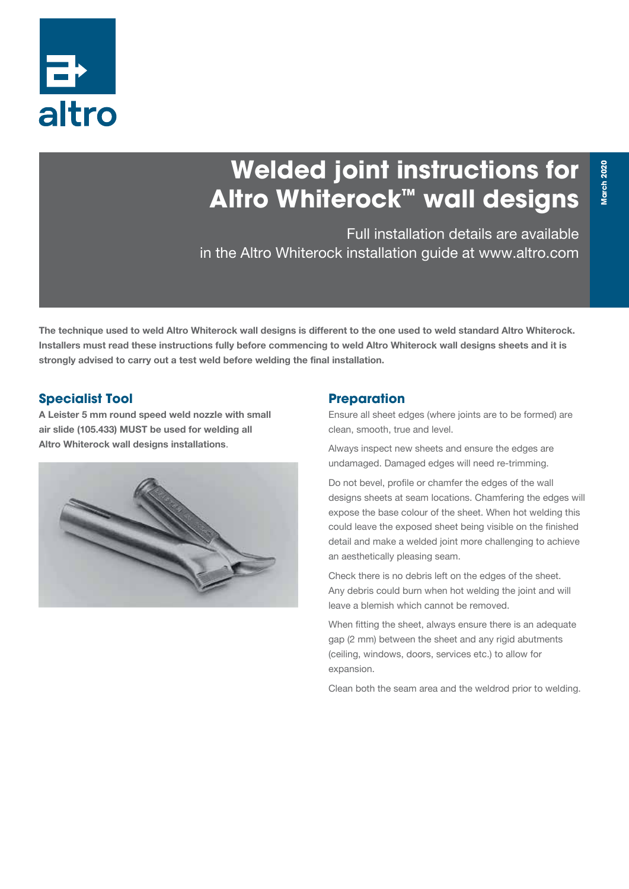# Welded joint instructions for Altro Whiterock™ wall designs

Full installation details are available in the Altro Whiterock installation guide at www.altro.com

March 2020

**The technique used to weld Altro Whiterock wall designs is different to the one used to weld standard Altro Whiterock. Installers must read these instructions fully before commencing to weld Altro Whiterock wall designs sheets and it is strongly advised to carry out a test weld before welding the final installation.**

## Specialist Tool

**A Leister 5 mm round speed weld nozzle with small air slide (105.433) MUST be used for welding all Altro Whiterock wall designs installations**.

## Preparation

Ensure all sheet edges (where joints are to be formed) are clean, smooth, true and level.

Always inspect new sheets and ensure the edges are undamaged. Damaged edges will need re-trimming.

Do not bevel, profile or chamfer the edges of the wall designs sheets at seam locations. Chamfering the edges will expose the base colour of the sheet. When hot welding this could leave the exposed sheet being visible on the finished detail and make a welded joint more challenging to achieve an aesthetically pleasing seam.

Check there is no debris left on the edges of the sheet. Any debris could burn when hot welding the joint and will leave a blemish which cannot be removed.

When fitting the sheet, always ensure there is an adequate gap (2 mm) between the sheet and any rigid abutments (ceiling, windows, doors, services etc.) to allow for expansion.

Clean both the seam area and the weldrod prior to welding.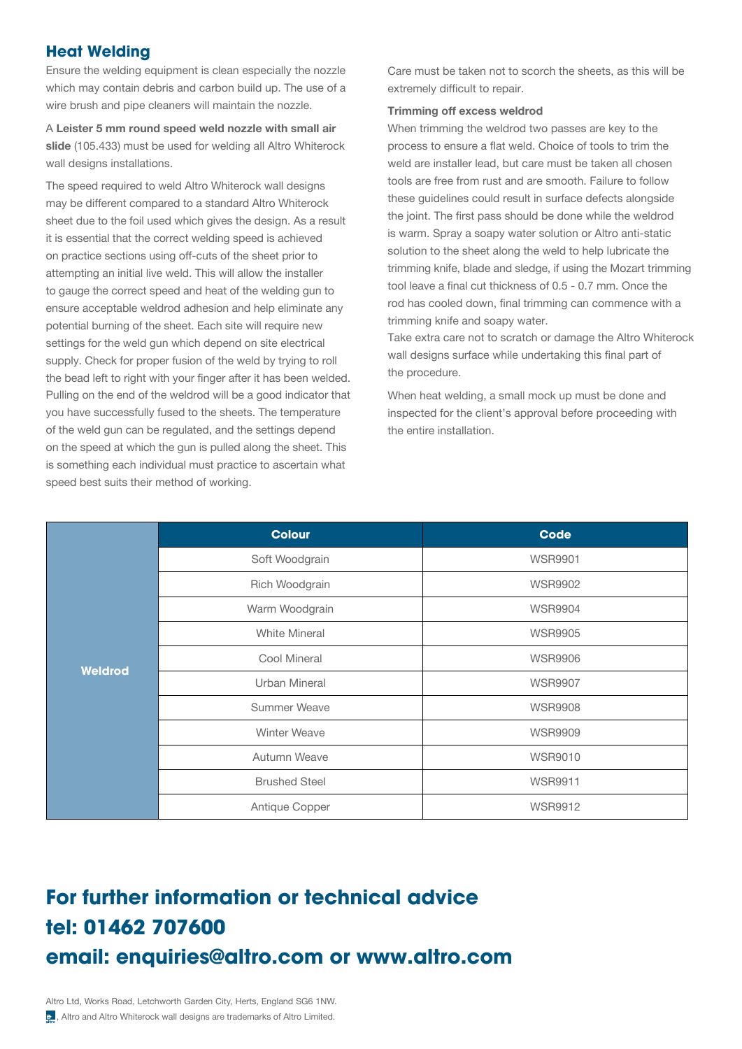## Heat Welding

Ensure the welding equipment is clean especially the nozzle which may contain debris and carbon build up. The use of a wire brush and pipe cleaners will maintain the nozzle.

A **Leister 5 mm round speed weld nozzle with small air slide** (105.433) must be used for welding all Altro Whiterock wall designs installations.

The speed required to weld Altro Whiterock wall designs may be different compared to a standard Altro Whiterock sheet due to the foil used which gives the design. As a result it is essential that the correct welding speed is achieved on practice sections using off-cuts of the sheet prior to attempting an initial live weld. This will allow the installer to gauge the correct speed and heat of the welding gun to ensure acceptable weldrod adhesion and help eliminate any potential burning of the sheet. Each site will require new settings for the weld gun which depend on site electrical supply. Check for proper fusion of the weld by trying to roll the bead left to right with your finger after it has been welded. Pulling on the end of the weldrod will be a good indicator that you have successfully fused to the sheets. The temperature of the weld gun can be regulated, and the settings depend on the speed at which the gun is pulled along the sheet. This is something each individual must practice to ascertain what speed best suits their method of working.

Care must be taken not to scorch the sheets, as this will be extremely difficult to repair.

**Trimming off excess weldrod**

When trimming the weldrod two passes are key to the process to ensure a flat weld. Choice of tools to trim the weld are installer lead, but care must be taken all chosen tools are free from rust and are smooth. Failure to follow these guidelines could result in surface defects alongside the joint. The first pass should be done while the weldrod is warm. Spray a soapy water solution or Altro anti-static solution to the sheet along the weld to help lubricate the trimming knife, blade and sledge, if using the Mozart trimming tool leave a final cut thickness of 0.5 - 0.7 mm. Once the rod has cooled down, final trimming can commence with a trimming knife and soapy water.

Take extra care not to scratch or damage the Altro Whiterock wall designs surface while undertaking this final part of the procedure.

When heat welding, a small mock up must be done and inspected for the client's approval before proceeding with the entire installation.

| | Colour | Code |
|---|---|---|
| Weldrod | Soft Woodgrain | WSR9901 |
| | Rich Woodgrain | WSR9902 |
| | Warm Woodgrain | WSR9904 |
| | White Mineral | WSR9905 |
| | Cool Mineral | WSR9906 |
| | Urban Mineral | WSR9907 |
| | Summer Weave | WSR9908 |
| | Winter Weave | WSR9909 |
| | Autumn Weave | WSR9010 |
| | Brushed Steel | WSR9911 |
| | Antique Copper | WSR9912 |

## For further information or technical advice
## tel: 01462 707600
## email: enquiries@altro.com or www.altro.com

Altro Ltd, Works Road, Letchworth Garden City, Herts, England SG6 1NW.

Altro and Altro Whiterock wall designs are trademarks of Altro Limited.